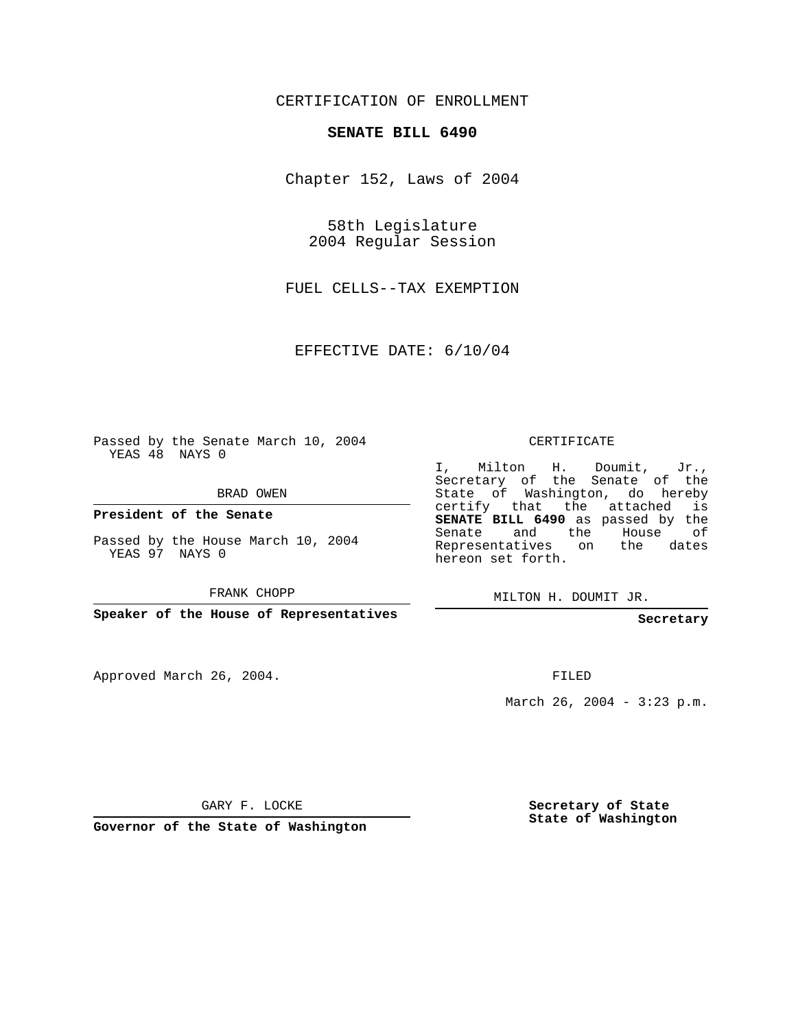CERTIFICATION OF ENROLLMENT

**SENATE BILL 6490**

Chapter 152, Laws of 2004

58th Legislature
2004 Regular Session

FUEL CELLS--TAX EXEMPTION

EFFECTIVE DATE: 6/10/04

Passed by the Senate March 10, 2004
YEAS 48 NAYS 0

BRAD OWEN

**President of the Senate**

Passed by the House March 10, 2004
YEAS 97 NAYS 0

FRANK CHOPP

**Speaker of the House of Representatives**

Approved March 26, 2004.

GARY F. LOCKE

**Governor of the State of Washington**

CERTIFICATE

I, Milton H. Doumit, Jr., Secretary of the Senate of the State of Washington, do hereby certify that the attached is **SENATE BILL 6490** as passed by the Senate and the House of Representatives on the dates hereon set forth.

MILTON H. DOUMIT JR.

**Secretary**

FILED

March 26, 2004 - 3:23 p.m.

**Secretary of State**
**State of Washington**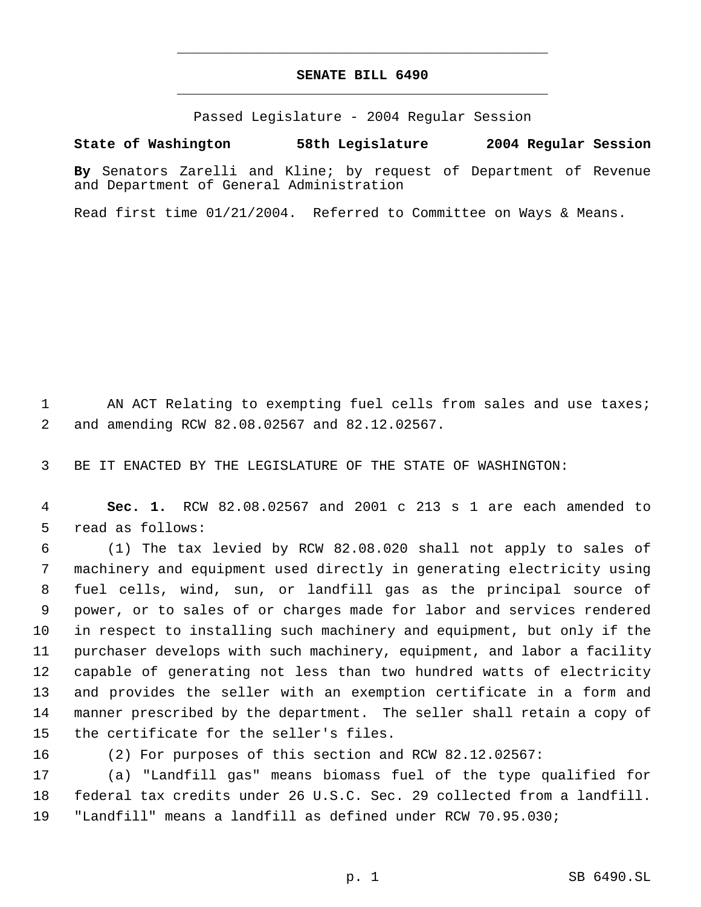# SENATE BILL 6490

Passed Legislature - 2004 Regular Session

**State of Washington 58th Legislature 2004 Regular Session**

**By** Senators Zarelli and Kline; by request of Department of Revenue and Department of General Administration

Read first time 01/21/2004. Referred to Committee on Ways & Means.

AN ACT Relating to exempting fuel cells from sales and use taxes; and amending RCW 82.08.02567 and 82.12.02567.

BE IT ENACTED BY THE LEGISLATURE OF THE STATE OF WASHINGTON:

**Sec. 1.** RCW 82.08.02567 and 2001 c 213 s 1 are each amended to read as follows:

(1) The tax levied by RCW 82.08.020 shall not apply to sales of machinery and equipment used directly in generating electricity using fuel cells, wind, sun, or landfill gas as the principal source of power, or to sales of or charges made for labor and services rendered in respect to installing such machinery and equipment, but only if the purchaser develops with such machinery, equipment, and labor a facility capable of generating not less than two hundred watts of electricity and provides the seller with an exemption certificate in a form and manner prescribed by the department. The seller shall retain a copy of the certificate for the seller's files.

(2) For purposes of this section and RCW 82.12.02567:

(a) "Landfill gas" means biomass fuel of the type qualified for federal tax credits under 26 U.S.C. Sec. 29 collected from a landfill. "Landfill" means a landfill as defined under RCW 70.95.030;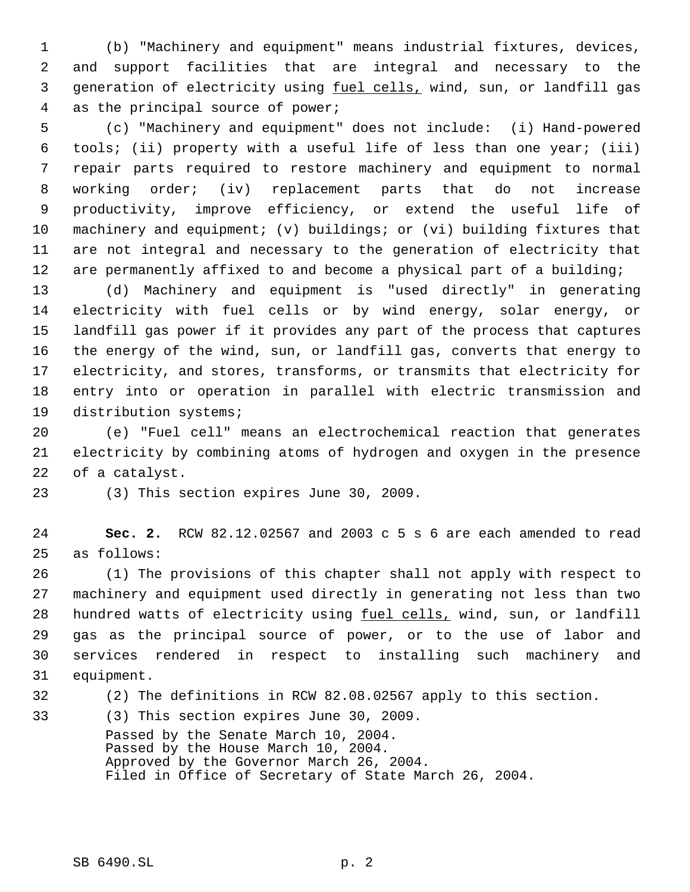(b) "Machinery and equipment" means industrial fixtures, devices, and support facilities that are integral and necessary to the generation of electricity using fuel cells, wind, sun, or landfill gas as the principal source of power;

(c) "Machinery and equipment" does not include: (i) Hand-powered tools; (ii) property with a useful life of less than one year; (iii) repair parts required to restore machinery and equipment to normal working order; (iv) replacement parts that do not increase productivity, improve efficiency, or extend the useful life of machinery and equipment; (v) buildings; or (vi) building fixtures that are not integral and necessary to the generation of electricity that are permanently affixed to and become a physical part of a building;

(d) Machinery and equipment is "used directly" in generating electricity with fuel cells or by wind energy, solar energy, or landfill gas power if it provides any part of the process that captures the energy of the wind, sun, or landfill gas, converts that energy to electricity, and stores, transforms, or transmits that electricity for entry into or operation in parallel with electric transmission and distribution systems;

(e) "Fuel cell" means an electrochemical reaction that generates electricity by combining atoms of hydrogen and oxygen in the presence of a catalyst.

(3) This section expires June 30, 2009.

**Sec. 2.** RCW 82.12.02567 and 2003 c 5 s 6 are each amended to read as follows:

(1) The provisions of this chapter shall not apply with respect to machinery and equipment used directly in generating not less than two hundred watts of electricity using fuel cells, wind, sun, or landfill gas as the principal source of power, or to the use of labor and services rendered in respect to installing such machinery and equipment.

(2) The definitions in RCW 82.08.02567 apply to this section.

(3) This section expires June 30, 2009.

Passed by the Senate March 10, 2004.
Passed by the House March 10, 2004.
Approved by the Governor March 26, 2004.
Filed in Office of Secretary of State March 26, 2004.